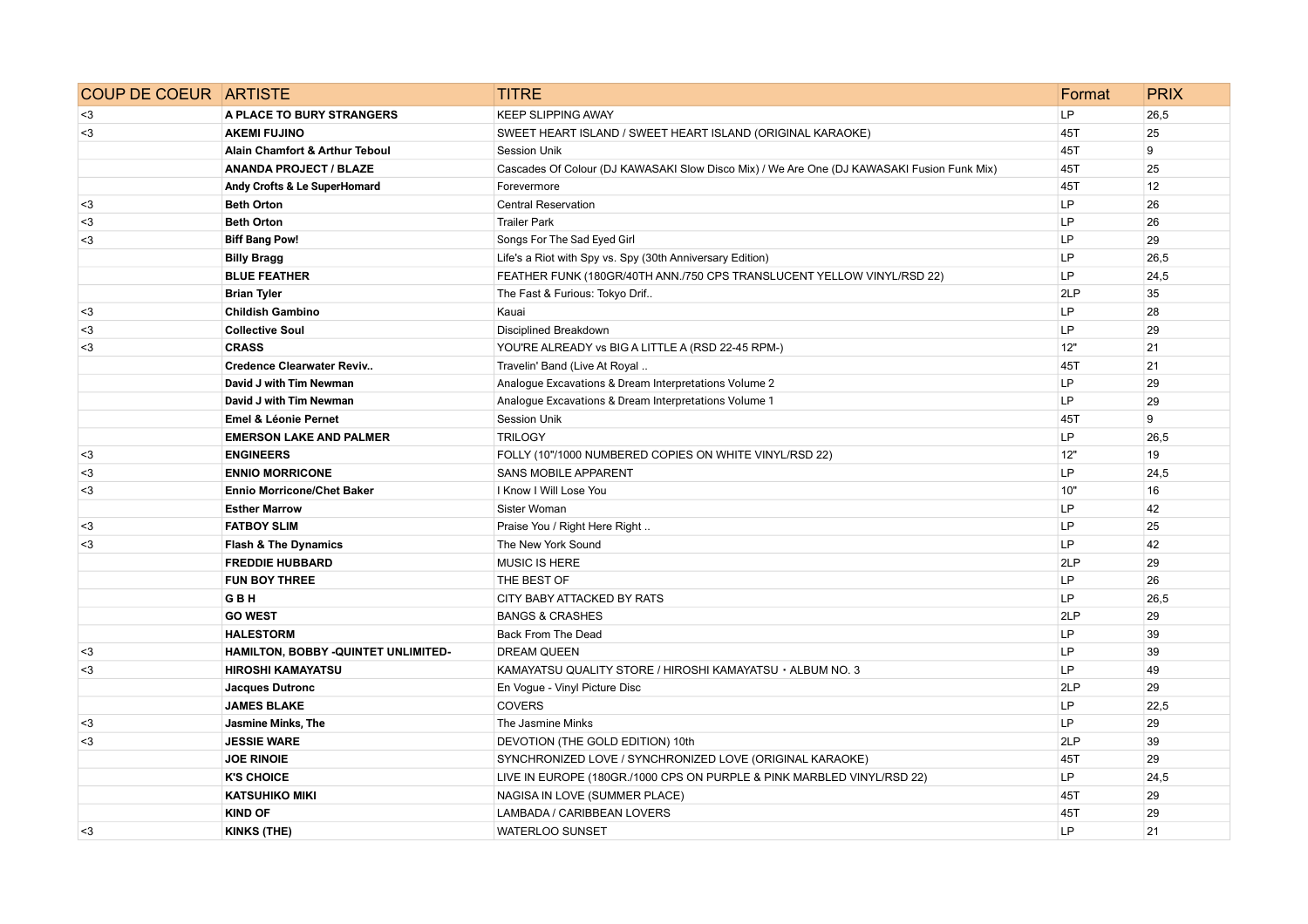| COUP DE COEUR | ARTISTE | TITRE | Format | PRIX |
|---|---|---|---|---|
| <3 | **A PLACE TO BURY STRANGERS** | KEEP SLIPPING AWAY | LP | 26,5 |
| <3 | **AKEMI FUJINO** | SWEET HEART ISLAND / SWEET HEART ISLAND (ORIGINAL KARAOKE) | 45T | 25 |
| | **Alain Chamfort & Arthur Teboul** | Session Unik | 45T | 9 |
| | **ANANDA PROJECT / BLAZE** | Cascades Of Colour (DJ KAWASAKI Slow Disco Mix) / We Are One (DJ KAWASAKI Fusion Funk Mix) | 45T | 25 |
| | **Andy Crofts & Le SuperHomard** | Forevermore | 45T | 12 |
| <3 | **Beth Orton** | Central Reservation | LP | 26 |
| <3 | **Beth Orton** | Trailer Park | LP | 26 |
| <3 | **Biff Bang Pow!** | Songs For The Sad Eyed Girl | LP | 29 |
| | **Billy Bragg** | Life's a Riot with Spy vs. Spy (30th Anniversary Edition) | LP | 26,5 |
| | **BLUE FEATHER** | FEATHER FUNK (180GR/40TH ANN./750 CPS TRANSLUCENT YELLOW VINYL/RSD 22) | LP | 24,5 |
| | **Brian Tyler** | The Fast & Furious: Tokyo Drif.. | 2LP | 35 |
| <3 | **Childish Gambino** | Kauai | LP | 28 |
| <3 | **Collective Soul** | Disciplined Breakdown | LP | 29 |
| <3 | **CRASS** | YOU'RE ALREADY vs BIG A LITTLE A (RSD 22-45 RPM-) | 12" | 21 |
| | **Credence Clearwater Reviv..** | Travelin' Band (Live At Royal .. | 45T | 21 |
| | **David J with Tim Newman** | Analogue Excavations & Dream Interpretations Volume 2 | LP | 29 |
| | **David J with Tim Newman** | Analogue Excavations & Dream Interpretations Volume 1 | LP | 29 |
| | **Emel & Léonie Pernet** | Session Unik | 45T | 9 |
| | **EMERSON LAKE AND PALMER** | TRILOGY | LP | 26,5 |
| <3 | **ENGINEERS** | FOLLY (10"/1000 NUMBERED COPIES ON WHITE VINYL/RSD 22) | 12" | 19 |
| <3 | **ENNIO MORRICONE** | SANS MOBILE APPARENT | LP | 24,5 |
| <3 | **Ennio Morricone/Chet Baker** | I Know I Will Lose You | 10" | 16 |
| | **Esther Marrow** | Sister Woman | LP | 42 |
| <3 | **FATBOY SLIM** | Praise You / Right Here Right .. | LP | 25 |
| <3 | **Flash & The Dynamics** | The New York Sound | LP | 42 |
| | **FREDDIE HUBBARD** | MUSIC IS HERE | 2LP | 29 |
| | **FUN BOY THREE** | THE BEST OF | LP | 26 |
| | **G B H** | CITY BABY ATTACKED BY RATS | LP | 26,5 |
| | **GO WEST** | BANGS & CRASHES | 2LP | 29 |
| | **HALESTORM** | Back From The Dead | LP | 39 |
| <3 | **HAMILTON, BOBBY -QUINTET UNLIMITED-** | DREAM QUEEN | LP | 39 |
| <3 | **HIROSHI KAMAYATSU** | KAMAYATSU QUALITY STORE / HIROSHI KAMAYATSU・ALBUM NO. 3 | LP | 49 |
| | **Jacques Dutronc** | En Vogue - Vinyl Picture Disc | 2LP | 29 |
| | **JAMES BLAKE** | COVERS | LP | 22,5 |
| <3 | **Jasmine Minks, The** | The Jasmine Minks | LP | 29 |
| <3 | **JESSIE WARE** | DEVOTION (THE GOLD EDITION) 10th | 2LP | 39 |
| | **JOE RINOIE** | SYNCHRONIZED LOVE / SYNCHRONIZED LOVE (ORIGINAL KARAOKE) | 45T | 29 |
| | **K'S CHOICE** | LIVE IN EUROPE (180GR./1000 CPS ON PURPLE & PINK MARBLED VINYL/RSD 22) | LP | 24,5 |
| | **KATSUHIKO MIKI** | NAGISA IN LOVE (SUMMER PLACE) | 45T | 29 |
| | **KIND OF** | LAMBADA / CARIBBEAN LOVERS | 45T | 29 |
| <3 | **KINKS (THE)** | WATERLOO SUNSET | LP | 21 |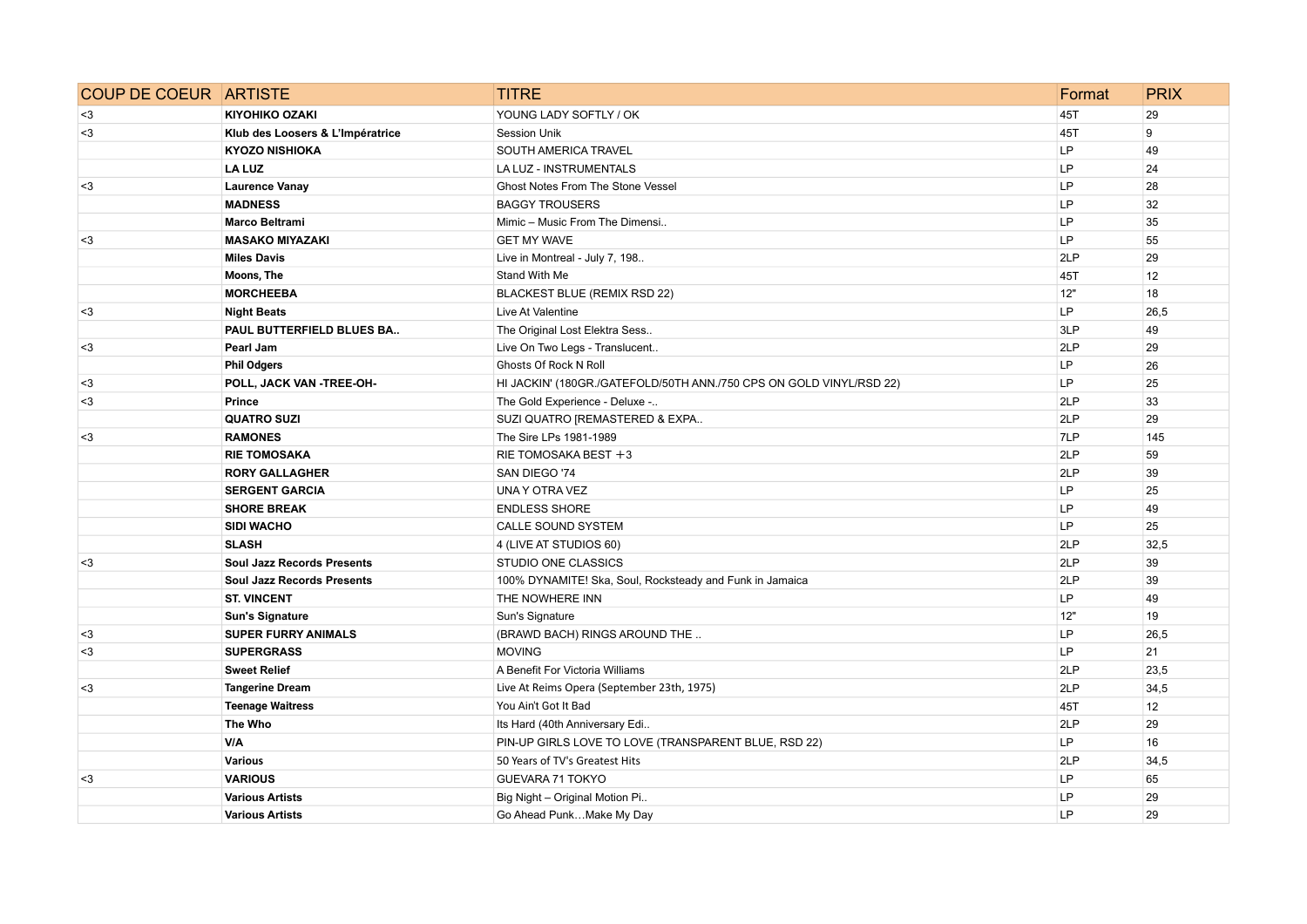| COUP DE COEUR | ARTISTE | TITRE | Format | PRIX |
|---|---|---|---|---|
| <3 | **KIYOHIKO OZAKI** | YOUNG LADY SOFTLY / OK | 45T | 29 |
| <3 | **Klub des Loosers & L'Impératrice** | Session Unik | 45T | 9 |
| | **KYOZO NISHIOKA** | SOUTH AMERICA TRAVEL | LP | 49 |
| | **LA LUZ** | LA LUZ - INSTRUMENTALS | LP | 24 |
| <3 | **Laurence Vanay** | Ghost Notes From The Stone Vessel | LP | 28 |
| | **MADNESS** | BAGGY TROUSERS | LP | 32 |
| | **Marco Beltrami** | Mimic – Music From The Dimensi.. | LP | 35 |
| <3 | **MASAKO MIYAZAKI** | GET MY WAVE | LP | 55 |
| | **Miles Davis** | Live in Montreal - July 7, 198.. | 2LP | 29 |
| | **Moons, The** | Stand With Me | 45T | 12 |
| | **MORCHEEBA** | BLACKEST BLUE (REMIX RSD 22) | 12" | 18 |
| <3 | **Night Beats** | Live At Valentine | LP | 26,5 |
| | **PAUL BUTTERFIELD BLUES BA..** | The Original Lost Elektra Sess.. | 3LP | 49 |
| <3 | **Pearl Jam** | Live On Two Legs - Translucent.. | 2LP | 29 |
| | **Phil Odgers** | Ghosts Of Rock N Roll | LP | 26 |
| <3 | **POLL, JACK VAN -TREE-OH-** | HI JACKIN' (180GR./GATEFOLD/50TH ANN./750 CPS ON GOLD VINYL/RSD 22) | LP | 25 |
| <3 | **Prince** | The Gold Experience - Deluxe -.. | 2LP | 33 |
| | **QUATRO SUZI** | SUZI QUATRO [REMASTERED & EXPA.. | 2LP | 29 |
| <3 | **RAMONES** | The Sire LPs 1981-1989 | 7LP | 145 |
| | **RIE TOMOSAKA** | RIE TOMOSAKA BEST ＋3 | 2LP | 59 |
| | **RORY GALLAGHER** | SAN DIEGO '74 | 2LP | 39 |
| | **SERGENT GARCIA** | UNA Y OTRA VEZ | LP | 25 |
| | **SHORE BREAK** | ENDLESS SHORE | LP | 49 |
| | **SIDI WACHO** | CALLE SOUND SYSTEM | LP | 25 |
| | **SLASH** | 4 (LIVE AT STUDIOS 60) | 2LP | 32,5 |
| <3 | **Soul Jazz Records Presents** | STUDIO ONE CLASSICS | 2LP | 39 |
| | **Soul Jazz Records Presents** | 100% DYNAMITE! Ska, Soul, Rocksteady and Funk in Jamaica | 2LP | 39 |
| | **ST. VINCENT** | THE NOWHERE INN | LP | 49 |
| | **Sun's Signature** | Sun's Signature | 12" | 19 |
| <3 | **SUPER FURRY ANIMALS** | (BRAWD BACH) RINGS AROUND THE .. | LP | 26,5 |
| <3 | **SUPERGRASS** | MOVING | LP | 21 |
| | **Sweet Relief** | A Benefit For Victoria Williams | 2LP | 23,5 |
| <3 | **Tangerine Dream** | Live At Reims Opera (September 23th, 1975) | 2LP | 34,5 |
| | **Teenage Waitress** | You Ain't Got It Bad | 45T | 12 |
| | **The Who** | Its Hard (40th Anniversary Edi.. | 2LP | 29 |
| | **V/A** | PIN-UP GIRLS LOVE TO LOVE (TRANSPARENT BLUE, RSD 22) | LP | 16 |
| | **Various** | 50 Years of TV's Greatest Hits | 2LP | 34,5 |
| <3 | **VARIOUS** | GUEVARA 71 TOKYO | LP | 65 |
| | **Various Artists** | Big Night – Original Motion Pi.. | LP | 29 |
| | **Various Artists** | Go Ahead Punk…Make My Day | LP | 29 |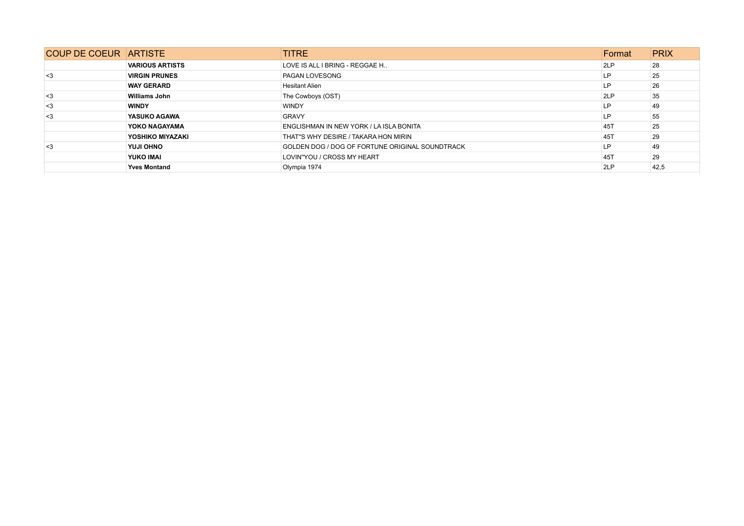| COUP DE COEUR | ARTISTE | TITRE | Format | PRIX |
|---|---|---|---|---|
| | **VARIOUS ARTISTS** | LOVE IS ALL I BRING - REGGAE H.. | 2LP | 28 |
| <3 | **VIRGIN PRUNES** | PAGAN LOVESONG | LP | 25 |
| | **WAY GERARD** | Hesitant Alien | LP | 26 |
| <3 | **Williams John** | The Cowboys (OST) | 2LP | 35 |
| <3 | **WINDY** | WINDY | LP | 49 |
| <3 | **YASUKO AGAWA** | GRAVY | LP | 55 |
| | **YOKO NAGAYAMA** | ENGLISHMAN IN NEW YORK / LA ISLA BONITA | 45T | 25 |
| | **YOSHIKO MIYAZAKI** | THAT"S WHY DESIRE / TAKARA HON MIRIN | 45T | 29 |
| <3 | **YUJI OHNO** | GOLDEN DOG / DOG OF FORTUNE ORIGINAL SOUNDTRACK | LP | 49 |
| | **YUKO IMAI** | LOVIN"YOU / CROSS MY HEART | 45T | 29 |
| | **Yves Montand** | Olympia 1974 | 2LP | 42,5 |